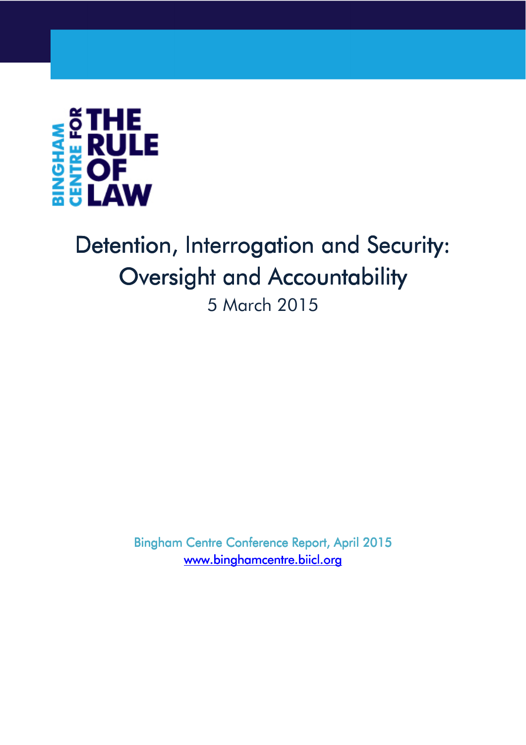BINGHAM CENTRE FOR THE RULE OF LAW

# Detention, Interrogation and Security: Oversight and Accountability

5 March 2015

Bingham Centre Conference Report, April 2015

[www.binghamcentre.biicl.org](http://www.binghamcentre.biicl.org)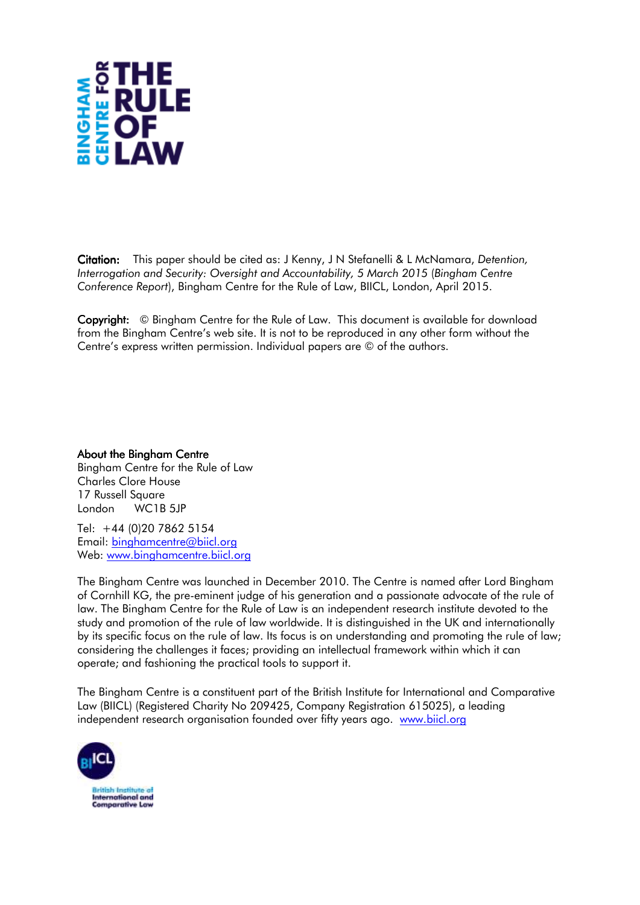**Citation:** This paper should be cited as: J Kenny, J N Stefanelli & L McNamara, *Detention, Interrogation and Security: Oversight and Accountability, 5 March 2015* (*Bingham Centre Conference Report*), Bingham Centre for the Rule of Law, BIICL, London, April 2015.

**Copyright:** © Bingham Centre for the Rule of Law. This document is available for download from the Bingham Centre's web site. It is not to be reproduced in any other form without the Centre's express written permission. Individual papers are © of the authors.

**About the Bingham Centre**
Bingham Centre for the Rule of Law
Charles Clore House
17 Russell Square
London WC1B 5JP

Tel: +44 (0)20 7862 5154
Email: binghamcentre@biicl.org
Web: www.binghamcentre.biicl.org

The Bingham Centre was launched in December 2010. The Centre is named after Lord Bingham of Cornhill KG, the pre-eminent judge of his generation and a passionate advocate of the rule of law. The Bingham Centre for the Rule of Law is an independent research institute devoted to the study and promotion of the rule of law worldwide. It is distinguished in the UK and internationally by its specific focus on the rule of law. Its focus is on understanding and promoting the rule of law; considering the challenges it faces; providing an intellectual framework within which it can operate; and fashioning the practical tools to support it.

The Bingham Centre is a constituent part of the British Institute for International and Comparative Law (BIICL) (Registered Charity No 209425, Company Registration 615025), a leading independent research organisation founded over fifty years ago. www.biicl.org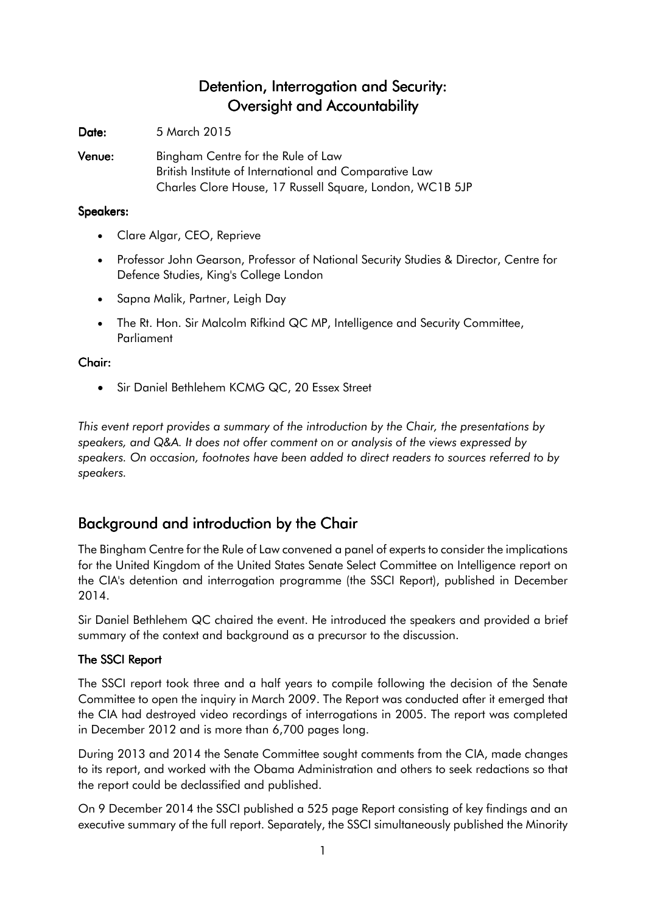# Detention, Interrogation and Security: Oversight and Accountability

**Date:** 5 March 2015

**Venue:** Bingham Centre for the Rule of Law
British Institute of International and Comparative Law
Charles Clore House, 17 Russell Square, London, WC1B 5JP

**Speakers:**

- Clare Algar, CEO, Reprieve
- Professor John Gearson, Professor of National Security Studies & Director, Centre for Defence Studies, King's College London
- Sapna Malik, Partner, Leigh Day
- The Rt. Hon. Sir Malcolm Rifkind QC MP, Intelligence and Security Committee, Parliament

**Chair:**

- Sir Daniel Bethlehem KCMG QC, 20 Essex Street

*This event report provides a summary of the introduction by the Chair, the presentations by speakers, and Q&A. It does not offer comment on or analysis of the views expressed by speakers. On occasion, footnotes have been added to direct readers to sources referred to by speakers.*

## Background and introduction by the Chair

The Bingham Centre for the Rule of Law convened a panel of experts to consider the implications for the United Kingdom of the United States Senate Select Committee on Intelligence report on the CIA's detention and interrogation programme (the SSCI Report), published in December 2014.

Sir Daniel Bethlehem QC chaired the event. He introduced the speakers and provided a brief summary of the context and background as a precursor to the discussion.

### The SSCI Report

The SSCI report took three and a half years to compile following the decision of the Senate Committee to open the inquiry in March 2009. The Report was conducted after it emerged that the CIA had destroyed video recordings of interrogations in 2005. The report was completed in December 2012 and is more than 6,700 pages long.

During 2013 and 2014 the Senate Committee sought comments from the CIA, made changes to its report, and worked with the Obama Administration and others to seek redactions so that the report could be declassified and published.

On 9 December 2014 the SSCI published a 525 page Report consisting of key findings and an executive summary of the full report. Separately, the SSCI simultaneously published the Minority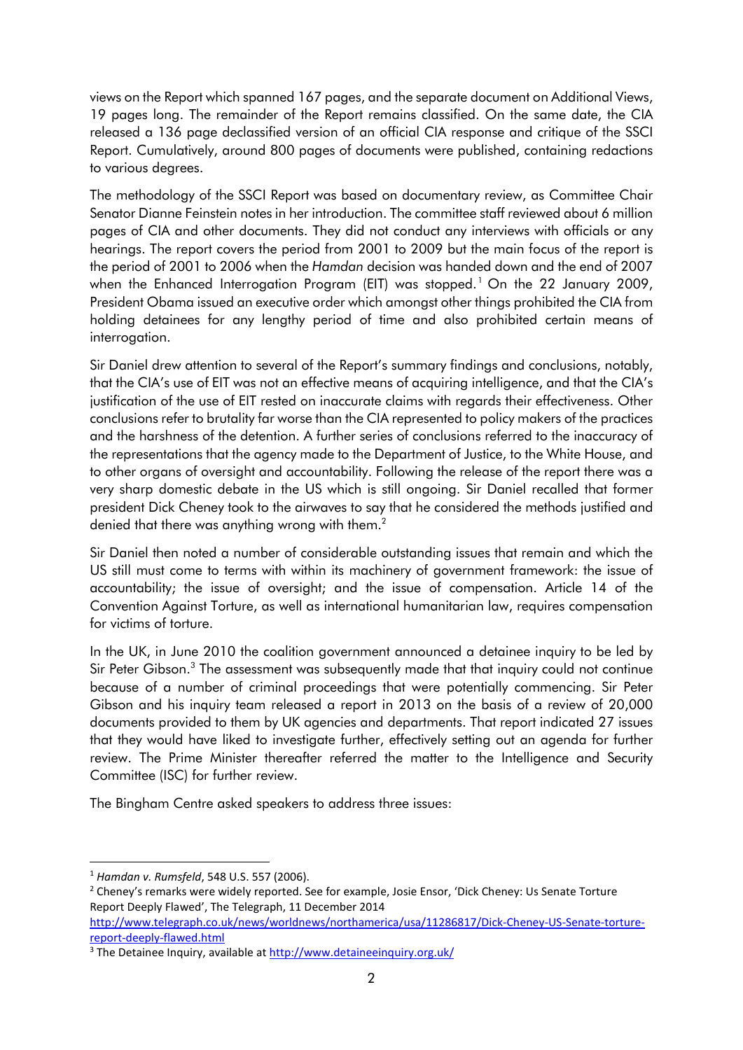views on the Report which spanned 167 pages, and the separate document on Additional Views, 19 pages long. The remainder of the Report remains classified. On the same date, the CIA released a 136 page declassified version of an official CIA response and critique of the SSCI Report. Cumulatively, around 800 pages of documents were published, containing redactions to various degrees.

The methodology of the SSCI Report was based on documentary review, as Committee Chair Senator Dianne Feinstein notes in her introduction. The committee staff reviewed about 6 million pages of CIA and other documents. They did not conduct any interviews with officials or any hearings. The report covers the period from 2001 to 2009 but the main focus of the report is the period of 2001 to 2006 when the *Hamdan* decision was handed down and the end of 2007 when the Enhanced Interrogation Program (EIT) was stopped.[1] On the 22 January 2009, President Obama issued an executive order which amongst other things prohibited the CIA from holding detainees for any lengthy period of time and also prohibited certain means of interrogation.

Sir Daniel drew attention to several of the Report's summary findings and conclusions, notably, that the CIA's use of EIT was not an effective means of acquiring intelligence, and that the CIA's justification of the use of EIT rested on inaccurate claims with regards their effectiveness. Other conclusions refer to brutality far worse than the CIA represented to policy makers of the practices and the harshness of the detention. A further series of conclusions referred to the inaccuracy of the representations that the agency made to the Department of Justice, to the White House, and to other organs of oversight and accountability. Following the release of the report there was a very sharp domestic debate in the US which is still ongoing. Sir Daniel recalled that former president Dick Cheney took to the airwaves to say that he considered the methods justified and denied that there was anything wrong with them.[2]

Sir Daniel then noted a number of considerable outstanding issues that remain and which the US still must come to terms with within its machinery of government framework: the issue of accountability; the issue of oversight; and the issue of compensation. Article 14 of the Convention Against Torture, as well as international humanitarian law, requires compensation for victims of torture.

In the UK, in June 2010 the coalition government announced a detainee inquiry to be led by Sir Peter Gibson.[3] The assessment was subsequently made that that inquiry could not continue because of a number of criminal proceedings that were potentially commencing. Sir Peter Gibson and his inquiry team released a report in 2013 on the basis of a review of 20,000 documents provided to them by UK agencies and departments. That report indicated 27 issues that they would have liked to investigate further, effectively setting out an agenda for further review. The Prime Minister thereafter referred the matter to the Intelligence and Security Committee (ISC) for further review.

The Bingham Centre asked speakers to address three issues:

---

[1] *Hamdan v. Rumsfeld*, 548 U.S. 557 (2006).

[2] Cheney's remarks were widely reported. See for example, Josie Ensor, 'Dick Cheney: Us Senate Torture Report Deeply Flawed', The Telegraph, 11 December 2014 http://www.telegraph.co.uk/news/worldnews/northamerica/usa/11286817/Dick-Cheney-US-Senate-torture-report-deeply-flawed.html

[3] The Detainee Inquiry, available at http://www.detaineeinquiry.org.uk/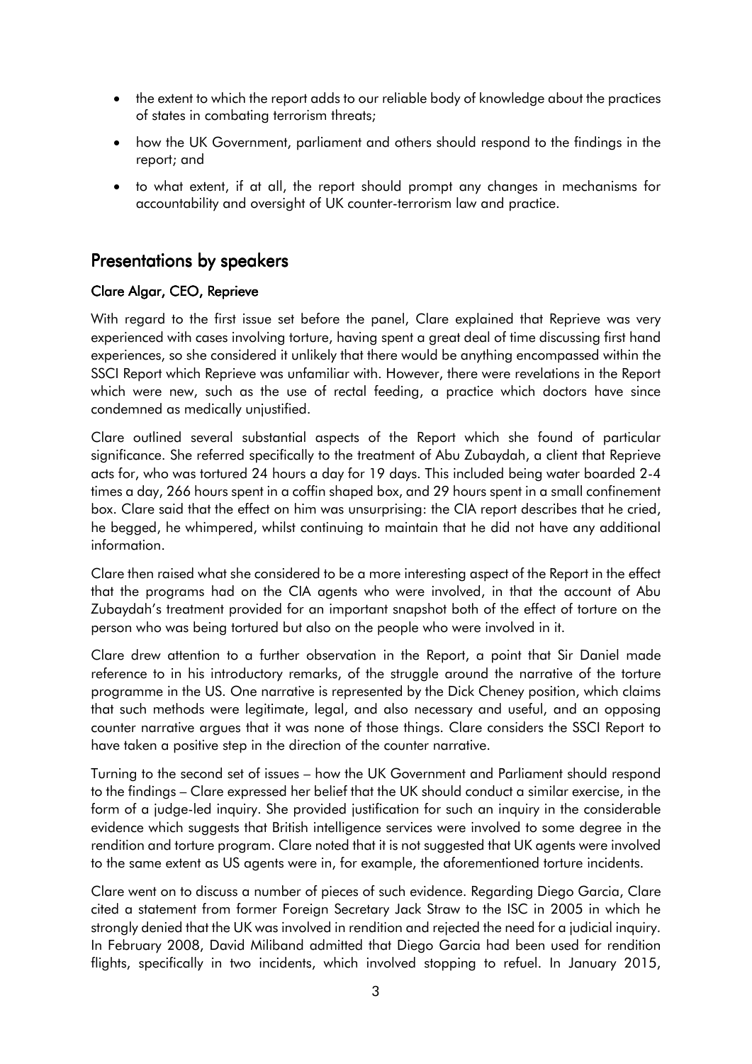- the extent to which the report adds to our reliable body of knowledge about the practices of states in combating terrorism threats;
- how the UK Government, parliament and others should respond to the findings in the report; and
- to what extent, if at all, the report should prompt any changes in mechanisms for accountability and oversight of UK counter-terrorism law and practice.

## Presentations by speakers

### Clare Algar, CEO, Reprieve

With regard to the first issue set before the panel, Clare explained that Reprieve was very experienced with cases involving torture, having spent a great deal of time discussing first hand experiences, so she considered it unlikely that there would be anything encompassed within the SSCI Report which Reprieve was unfamiliar with. However, there were revelations in the Report which were new, such as the use of rectal feeding, a practice which doctors have since condemned as medically unjustified.

Clare outlined several substantial aspects of the Report which she found of particular significance. She referred specifically to the treatment of Abu Zubaydah, a client that Reprieve acts for, who was tortured 24 hours a day for 19 days. This included being water boarded 2-4 times a day, 266 hours spent in a coffin shaped box, and 29 hours spent in a small confinement box. Clare said that the effect on him was unsurprising: the CIA report describes that he cried, he begged, he whimpered, whilst continuing to maintain that he did not have any additional information.

Clare then raised what she considered to be a more interesting aspect of the Report in the effect that the programs had on the CIA agents who were involved, in that the account of Abu Zubaydah's treatment provided for an important snapshot both of the effect of torture on the person who was being tortured but also on the people who were involved in it.

Clare drew attention to a further observation in the Report, a point that Sir Daniel made reference to in his introductory remarks, of the struggle around the narrative of the torture programme in the US. One narrative is represented by the Dick Cheney position, which claims that such methods were legitimate, legal, and also necessary and useful, and an opposing counter narrative argues that it was none of those things. Clare considers the SSCI Report to have taken a positive step in the direction of the counter narrative.

Turning to the second set of issues – how the UK Government and Parliament should respond to the findings – Clare expressed her belief that the UK should conduct a similar exercise, in the form of a judge-led inquiry. She provided justification for such an inquiry in the considerable evidence which suggests that British intelligence services were involved to some degree in the rendition and torture program. Clare noted that it is not suggested that UK agents were involved to the same extent as US agents were in, for example, the aforementioned torture incidents.

Clare went on to discuss a number of pieces of such evidence. Regarding Diego Garcia, Clare cited a statement from former Foreign Secretary Jack Straw to the ISC in 2005 in which he strongly denied that the UK was involved in rendition and rejected the need for a judicial inquiry. In February 2008, David Miliband admitted that Diego Garcia had been used for rendition flights, specifically in two incidents, which involved stopping to refuel. In January 2015,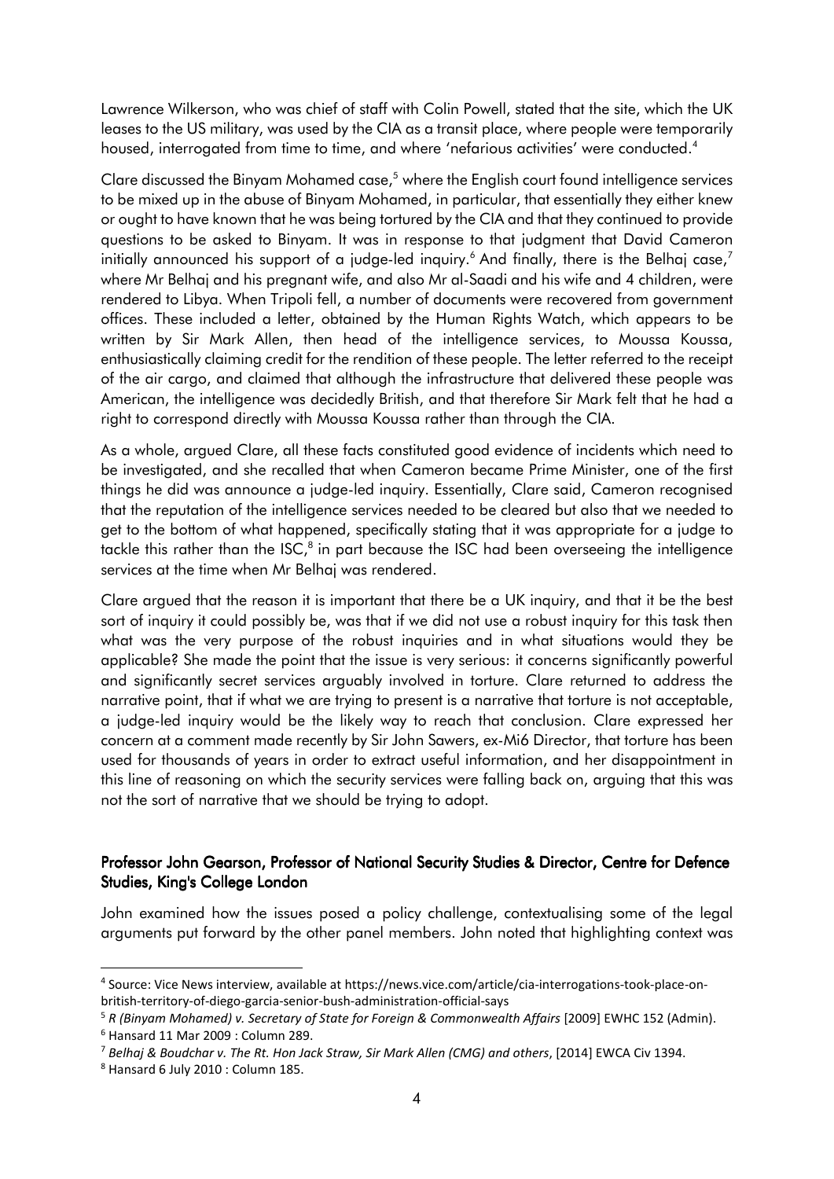Lawrence Wilkerson, who was chief of staff with Colin Powell, stated that the site, which the UK leases to the US military, was used by the CIA as a transit place, where people were temporarily housed, interrogated from time to time, and where 'nefarious activities' were conducted.[4]

Clare discussed the Binyam Mohamed case,[5] where the English court found intelligence services to be mixed up in the abuse of Binyam Mohamed, in particular, that essentially they either knew or ought to have known that he was being tortured by the CIA and that they continued to provide questions to be asked to Binyam. It was in response to that judgment that David Cameron initially announced his support of a judge-led inquiry.[6] And finally, there is the Belhaj case,[7] where Mr Belhaj and his pregnant wife, and also Mr al-Saadi and his wife and 4 children, were rendered to Libya. When Tripoli fell, a number of documents were recovered from government offices. These included a letter, obtained by the Human Rights Watch, which appears to be written by Sir Mark Allen, then head of the intelligence services, to Moussa Koussa, enthusiastically claiming credit for the rendition of these people. The letter referred to the receipt of the air cargo, and claimed that although the infrastructure that delivered these people was American, the intelligence was decidedly British, and that therefore Sir Mark felt that he had a right to correspond directly with Moussa Koussa rather than through the CIA.

As a whole, argued Clare, all these facts constituted good evidence of incidents which need to be investigated, and she recalled that when Cameron became Prime Minister, one of the first things he did was announce a judge-led inquiry. Essentially, Clare said, Cameron recognised that the reputation of the intelligence services needed to be cleared but also that we needed to get to the bottom of what happened, specifically stating that it was appropriate for a judge to tackle this rather than the ISC,[8] in part because the ISC had been overseeing the intelligence services at the time when Mr Belhaj was rendered.

Clare argued that the reason it is important that there be a UK inquiry, and that it be the best sort of inquiry it could possibly be, was that if we did not use a robust inquiry for this task then what was the very purpose of the robust inquiries and in what situations would they be applicable? She made the point that the issue is very serious: it concerns significantly powerful and significantly secret services arguably involved in torture. Clare returned to address the narrative point, that if what we are trying to present is a narrative that torture is not acceptable, a judge-led inquiry would be the likely way to reach that conclusion. Clare expressed her concern at a comment made recently by Sir John Sawers, ex-Mi6 Director, that torture has been used for thousands of years in order to extract useful information, and her disappointment in this line of reasoning on which the security services were falling back on, arguing that this was not the sort of narrative that we should be trying to adopt.

### Professor John Gearson, Professor of National Security Studies & Director, Centre for Defence Studies, King's College London

John examined how the issues posed a policy challenge, contextualising some of the legal arguments put forward by the other panel members. John noted that highlighting context was

---

[4] Source: Vice News interview, available at https://news.vice.com/article/cia-interrogations-took-place-on-british-territory-of-diego-garcia-senior-bush-administration-official-says

[5] *R (Binyam Mohamed) v. Secretary of State for Foreign & Commonwealth Affairs* [2009] EWHC 152 (Admin).

[6] Hansard 11 Mar 2009 : Column 289.

[7] *Belhaj & Boudchar v. The Rt. Hon Jack Straw, Sir Mark Allen (CMG) and others*, [2014] EWCA Civ 1394.

[8] Hansard 6 July 2010 : Column 185.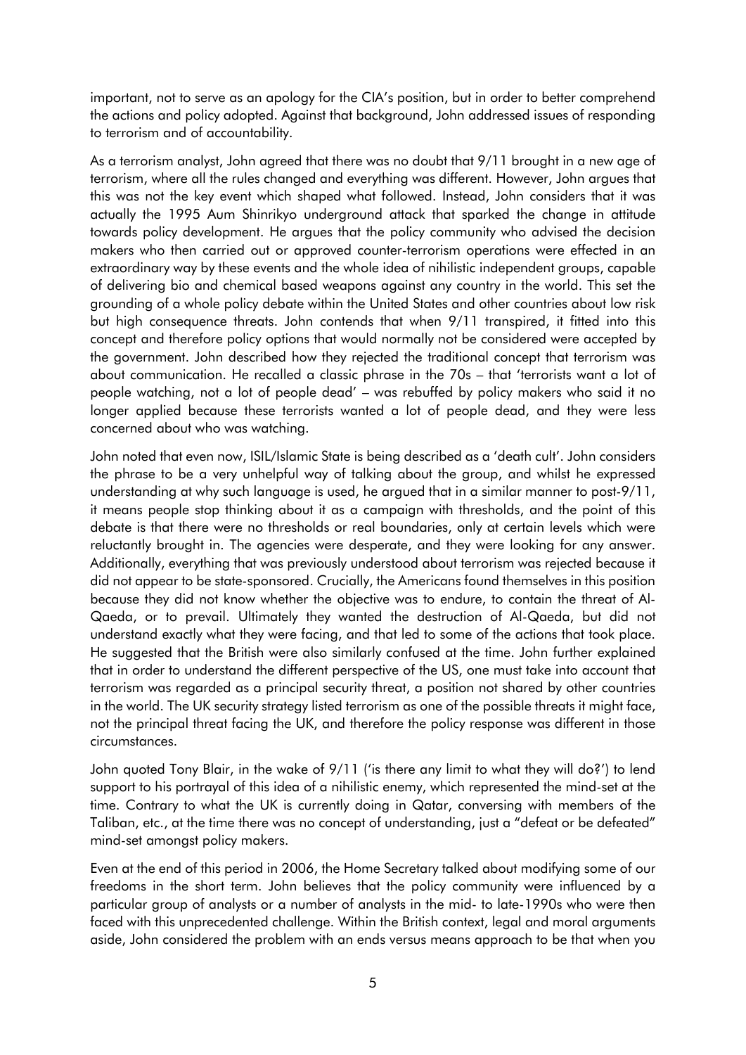important, not to serve as an apology for the CIA's position, but in order to better comprehend the actions and policy adopted. Against that background, John addressed issues of responding to terrorism and of accountability.

As a terrorism analyst, John agreed that there was no doubt that 9/11 brought in a new age of terrorism, where all the rules changed and everything was different. However, John argues that this was not the key event which shaped what followed. Instead, John considers that it was actually the 1995 Aum Shinrikyo underground attack that sparked the change in attitude towards policy development. He argues that the policy community who advised the decision makers who then carried out or approved counter-terrorism operations were effected in an extraordinary way by these events and the whole idea of nihilistic independent groups, capable of delivering bio and chemical based weapons against any country in the world. This set the grounding of a whole policy debate within the United States and other countries about low risk but high consequence threats. John contends that when 9/11 transpired, it fitted into this concept and therefore policy options that would normally not be considered were accepted by the government. John described how they rejected the traditional concept that terrorism was about communication. He recalled a classic phrase in the 70s – that 'terrorists want a lot of people watching, not a lot of people dead' – was rebuffed by policy makers who said it no longer applied because these terrorists wanted a lot of people dead, and they were less concerned about who was watching.

John noted that even now, ISIL/Islamic State is being described as a 'death cult'. John considers the phrase to be a very unhelpful way of talking about the group, and whilst he expressed understanding at why such language is used, he argued that in a similar manner to post-9/11, it means people stop thinking about it as a campaign with thresholds, and the point of this debate is that there were no thresholds or real boundaries, only at certain levels which were reluctantly brought in. The agencies were desperate, and they were looking for any answer. Additionally, everything that was previously understood about terrorism was rejected because it did not appear to be state-sponsored. Crucially, the Americans found themselves in this position because they did not know whether the objective was to endure, to contain the threat of Al-Qaeda, or to prevail. Ultimately they wanted the destruction of Al-Qaeda, but did not understand exactly what they were facing, and that led to some of the actions that took place. He suggested that the British were also similarly confused at the time. John further explained that in order to understand the different perspective of the US, one must take into account that terrorism was regarded as a principal security threat, a position not shared by other countries in the world. The UK security strategy listed terrorism as one of the possible threats it might face, not the principal threat facing the UK, and therefore the policy response was different in those circumstances.

John quoted Tony Blair, in the wake of 9/11 ('is there any limit to what they will do?') to lend support to his portrayal of this idea of a nihilistic enemy, which represented the mind-set at the time. Contrary to what the UK is currently doing in Qatar, conversing with members of the Taliban, etc., at the time there was no concept of understanding, just a "defeat or be defeated" mind-set amongst policy makers.

Even at the end of this period in 2006, the Home Secretary talked about modifying some of our freedoms in the short term. John believes that the policy community were influenced by a particular group of analysts or a number of analysts in the mid- to late-1990s who were then faced with this unprecedented challenge. Within the British context, legal and moral arguments aside, John considered the problem with an ends versus means approach to be that when you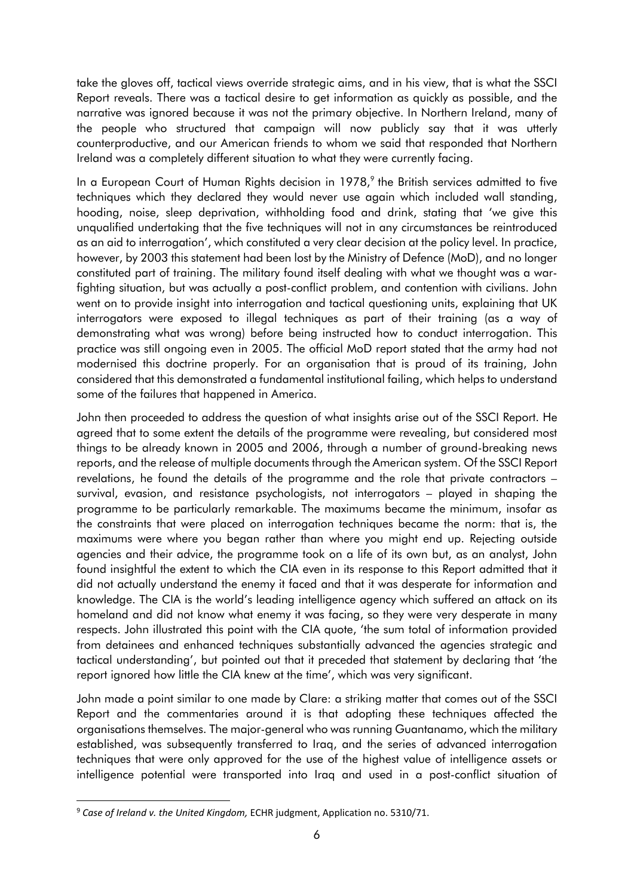take the gloves off, tactical views override strategic aims, and in his view, that is what the SSCI Report reveals. There was a tactical desire to get information as quickly as possible, and the narrative was ignored because it was not the primary objective. In Northern Ireland, many of the people who structured that campaign will now publicly say that it was utterly counterproductive, and our American friends to whom we said that responded that Northern Ireland was a completely different situation to what they were currently facing.

In a European Court of Human Rights decision in 1978,[9] the British services admitted to five techniques which they declared they would never use again which included wall standing, hooding, noise, sleep deprivation, withholding food and drink, stating that 'we give this unqualified undertaking that the five techniques will not in any circumstances be reintroduced as an aid to interrogation', which constituted a very clear decision at the policy level. In practice, however, by 2003 this statement had been lost by the Ministry of Defence (MoD), and no longer constituted part of training. The military found itself dealing with what we thought was a war-fighting situation, but was actually a post-conflict problem, and contention with civilians. John went on to provide insight into interrogation and tactical questioning units, explaining that UK interrogators were exposed to illegal techniques as part of their training (as a way of demonstrating what was wrong) before being instructed how to conduct interrogation. This practice was still ongoing even in 2005. The official MoD report stated that the army had not modernised this doctrine properly. For an organisation that is proud of its training, John considered that this demonstrated a fundamental institutional failing, which helps to understand some of the failures that happened in America.

John then proceeded to address the question of what insights arise out of the SSCI Report. He agreed that to some extent the details of the programme were revealing, but considered most things to be already known in 2005 and 2006, through a number of ground-breaking news reports, and the release of multiple documents through the American system. Of the SSCI Report revelations, he found the details of the programme and the role that private contractors – survival, evasion, and resistance psychologists, not interrogators – played in shaping the programme to be particularly remarkable. The maximums became the minimum, insofar as the constraints that were placed on interrogation techniques became the norm: that is, the maximums were where you began rather than where you might end up. Rejecting outside agencies and their advice, the programme took on a life of its own but, as an analyst, John found insightful the extent to which the CIA even in its response to this Report admitted that it did not actually understand the enemy it faced and that it was desperate for information and knowledge. The CIA is the world's leading intelligence agency which suffered an attack on its homeland and did not know what enemy it was facing, so they were very desperate in many respects. John illustrated this point with the CIA quote, 'the sum total of information provided from detainees and enhanced techniques substantially advanced the agencies strategic and tactical understanding', but pointed out that it preceded that statement by declaring that 'the report ignored how little the CIA knew at the time', which was very significant.

John made a point similar to one made by Clare: a striking matter that comes out of the SSCI Report and the commentaries around it is that adopting these techniques affected the organisations themselves. The major-general who was running Guantanamo, which the military established, was subsequently transferred to Iraq, and the series of advanced interrogation techniques that were only approved for the use of the highest value of intelligence assets or intelligence potential were transported into Iraq and used in a post-conflict situation of

---

[9] *Case of Ireland v. the United Kingdom,* ECHR judgment, Application no. 5310/71.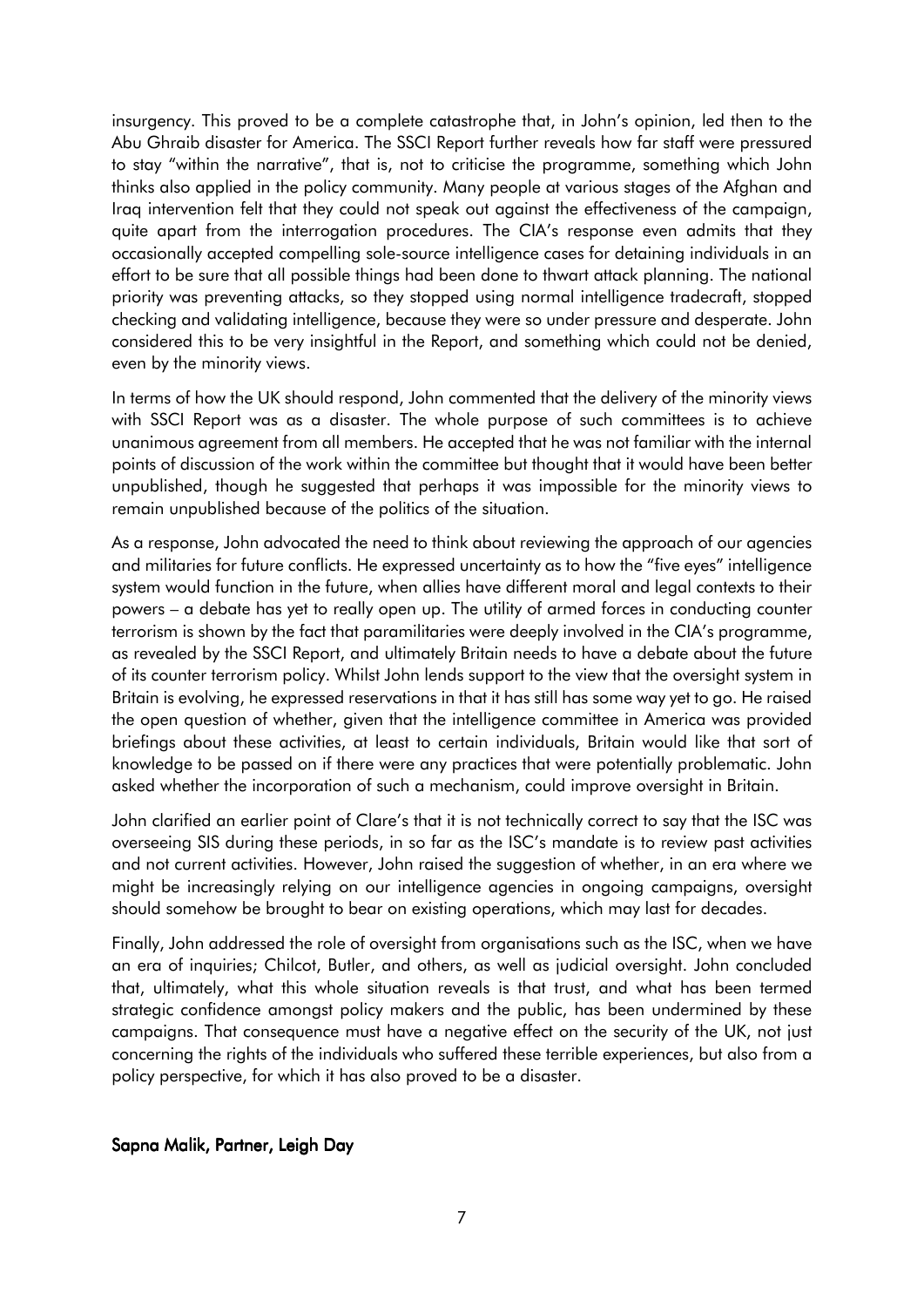insurgency. This proved to be a complete catastrophe that, in John's opinion, led then to the Abu Ghraib disaster for America. The SSCI Report further reveals how far staff were pressured to stay "within the narrative", that is, not to criticise the programme, something which John thinks also applied in the policy community. Many people at various stages of the Afghan and Iraq intervention felt that they could not speak out against the effectiveness of the campaign, quite apart from the interrogation procedures. The CIA's response even admits that they occasionally accepted compelling sole-source intelligence cases for detaining individuals in an effort to be sure that all possible things had been done to thwart attack planning. The national priority was preventing attacks, so they stopped using normal intelligence tradecraft, stopped checking and validating intelligence, because they were so under pressure and desperate. John considered this to be very insightful in the Report, and something which could not be denied, even by the minority views.

In terms of how the UK should respond, John commented that the delivery of the minority views with SSCI Report was as a disaster. The whole purpose of such committees is to achieve unanimous agreement from all members. He accepted that he was not familiar with the internal points of discussion of the work within the committee but thought that it would have been better unpublished, though he suggested that perhaps it was impossible for the minority views to remain unpublished because of the politics of the situation.

As a response, John advocated the need to think about reviewing the approach of our agencies and militaries for future conflicts. He expressed uncertainty as to how the "five eyes" intelligence system would function in the future, when allies have different moral and legal contexts to their powers – a debate has yet to really open up. The utility of armed forces in conducting counter terrorism is shown by the fact that paramilitaries were deeply involved in the CIA's programme, as revealed by the SSCI Report, and ultimately Britain needs to have a debate about the future of its counter terrorism policy. Whilst John lends support to the view that the oversight system in Britain is evolving, he expressed reservations in that it has still has some way yet to go. He raised the open question of whether, given that the intelligence committee in America was provided briefings about these activities, at least to certain individuals, Britain would like that sort of knowledge to be passed on if there were any practices that were potentially problematic. John asked whether the incorporation of such a mechanism, could improve oversight in Britain.

John clarified an earlier point of Clare's that it is not technically correct to say that the ISC was overseeing SIS during these periods, in so far as the ISC's mandate is to review past activities and not current activities. However, John raised the suggestion of whether, in an era where we might be increasingly relying on our intelligence agencies in ongoing campaigns, oversight should somehow be brought to bear on existing operations, which may last for decades.

Finally, John addressed the role of oversight from organisations such as the ISC, when we have an era of inquiries; Chilcot, Butler, and others, as well as judicial oversight. John concluded that, ultimately, what this whole situation reveals is that trust, and what has been termed strategic confidence amongst policy makers and the public, has been undermined by these campaigns. That consequence must have a negative effect on the security of the UK, not just concerning the rights of the individuals who suffered these terrible experiences, but also from a policy perspective, for which it has also proved to be a disaster.

### Sapna Malik, Partner, Leigh Day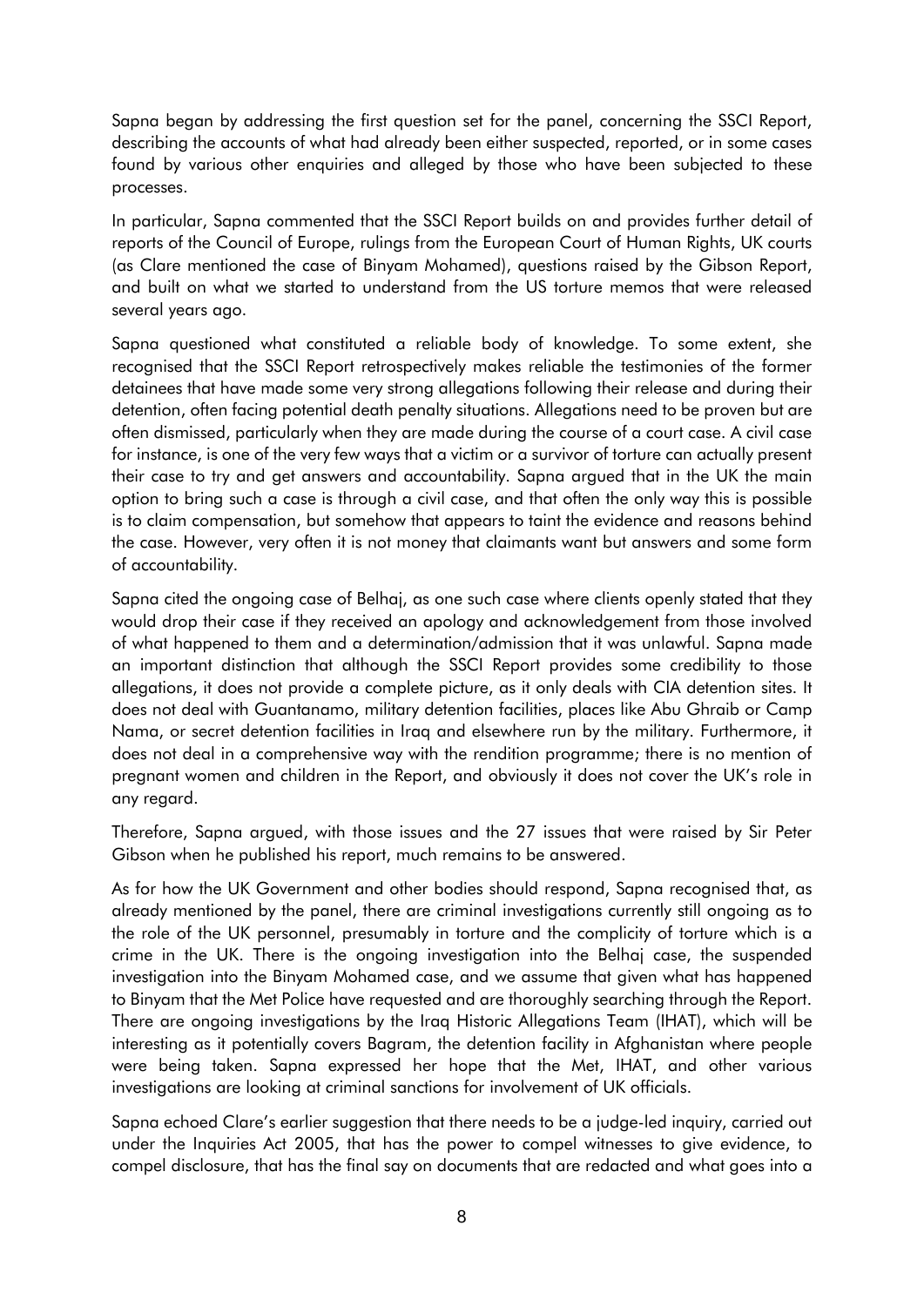Sapna began by addressing the first question set for the panel, concerning the SSCI Report, describing the accounts of what had already been either suspected, reported, or in some cases found by various other enquiries and alleged by those who have been subjected to these processes.

In particular, Sapna commented that the SSCI Report builds on and provides further detail of reports of the Council of Europe, rulings from the European Court of Human Rights, UK courts (as Clare mentioned the case of Binyam Mohamed), questions raised by the Gibson Report, and built on what we started to understand from the US torture memos that were released several years ago.

Sapna questioned what constituted a reliable body of knowledge. To some extent, she recognised that the SSCI Report retrospectively makes reliable the testimonies of the former detainees that have made some very strong allegations following their release and during their detention, often facing potential death penalty situations. Allegations need to be proven but are often dismissed, particularly when they are made during the course of a court case. A civil case for instance, is one of the very few ways that a victim or a survivor of torture can actually present their case to try and get answers and accountability. Sapna argued that in the UK the main option to bring such a case is through a civil case, and that often the only way this is possible is to claim compensation, but somehow that appears to taint the evidence and reasons behind the case. However, very often it is not money that claimants want but answers and some form of accountability.

Sapna cited the ongoing case of Belhaj, as one such case where clients openly stated that they would drop their case if they received an apology and acknowledgement from those involved of what happened to them and a determination/admission that it was unlawful. Sapna made an important distinction that although the SSCI Report provides some credibility to those allegations, it does not provide a complete picture, as it only deals with CIA detention sites. It does not deal with Guantanamo, military detention facilities, places like Abu Ghraib or Camp Nama, or secret detention facilities in Iraq and elsewhere run by the military. Furthermore, it does not deal in a comprehensive way with the rendition programme; there is no mention of pregnant women and children in the Report, and obviously it does not cover the UK's role in any regard.

Therefore, Sapna argued, with those issues and the 27 issues that were raised by Sir Peter Gibson when he published his report, much remains to be answered.

As for how the UK Government and other bodies should respond, Sapna recognised that, as already mentioned by the panel, there are criminal investigations currently still ongoing as to the role of the UK personnel, presumably in torture and the complicity of torture which is a crime in the UK. There is the ongoing investigation into the Belhaj case, the suspended investigation into the Binyam Mohamed case, and we assume that given what has happened to Binyam that the Met Police have requested and are thoroughly searching through the Report. There are ongoing investigations by the Iraq Historic Allegations Team (IHAT), which will be interesting as it potentially covers Bagram, the detention facility in Afghanistan where people were being taken. Sapna expressed her hope that the Met, IHAT, and other various investigations are looking at criminal sanctions for involvement of UK officials.

Sapna echoed Clare's earlier suggestion that there needs to be a judge-led inquiry, carried out under the Inquiries Act 2005, that has the power to compel witnesses to give evidence, to compel disclosure, that has the final say on documents that are redacted and what goes into a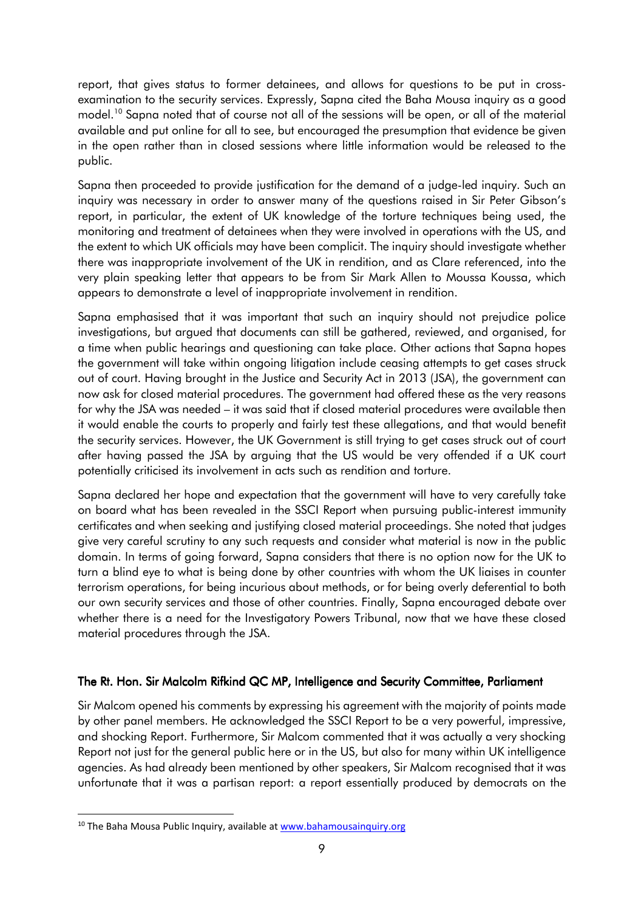report, that gives status to former detainees, and allows for questions to be put in cross-examination to the security services. Expressly, Sapna cited the Baha Mousa inquiry as a good model.[10] Sapna noted that of course not all of the sessions will be open, or all of the material available and put online for all to see, but encouraged the presumption that evidence be given in the open rather than in closed sessions where little information would be released to the public.

Sapna then proceeded to provide justification for the demand of a judge-led inquiry. Such an inquiry was necessary in order to answer many of the questions raised in Sir Peter Gibson's report, in particular, the extent of UK knowledge of the torture techniques being used, the monitoring and treatment of detainees when they were involved in operations with the US, and the extent to which UK officials may have been complicit. The inquiry should investigate whether there was inappropriate involvement of the UK in rendition, and as Clare referenced, into the very plain speaking letter that appears to be from Sir Mark Allen to Moussa Koussa, which appears to demonstrate a level of inappropriate involvement in rendition.

Sapna emphasised that it was important that such an inquiry should not prejudice police investigations, but argued that documents can still be gathered, reviewed, and organised, for a time when public hearings and questioning can take place. Other actions that Sapna hopes the government will take within ongoing litigation include ceasing attempts to get cases struck out of court. Having brought in the Justice and Security Act in 2013 (JSA), the government can now ask for closed material procedures. The government had offered these as the very reasons for why the JSA was needed – it was said that if closed material procedures were available then it would enable the courts to properly and fairly test these allegations, and that would benefit the security services. However, the UK Government is still trying to get cases struck out of court after having passed the JSA by arguing that the US would be very offended if a UK court potentially criticised its involvement in acts such as rendition and torture.

Sapna declared her hope and expectation that the government will have to very carefully take on board what has been revealed in the SSCI Report when pursuing public-interest immunity certificates and when seeking and justifying closed material proceedings. She noted that judges give very careful scrutiny to any such requests and consider what material is now in the public domain. In terms of going forward, Sapna considers that there is no option now for the UK to turn a blind eye to what is being done by other countries with whom the UK liaises in counter terrorism operations, for being incurious about methods, or for being overly deferential to both our own security services and those of other countries. Finally, Sapna encouraged debate over whether there is a need for the Investigatory Powers Tribunal, now that we have these closed material procedures through the JSA.

## The Rt. Hon. Sir Malcolm Rifkind QC MP, Intelligence and Security Committee, Parliament

Sir Malcom opened his comments by expressing his agreement with the majority of points made by other panel members. He acknowledged the SSCI Report to be a very powerful, impressive, and shocking Report. Furthermore, Sir Malcom commented that it was actually a very shocking Report not just for the general public here or in the US, but also for many within UK intelligence agencies. As had already been mentioned by other speakers, Sir Malcom recognised that it was unfortunate that it was a partisan report: a report essentially produced by democrats on the

[10] The Baha Mousa Public Inquiry, available at www.bahamousainquiry.org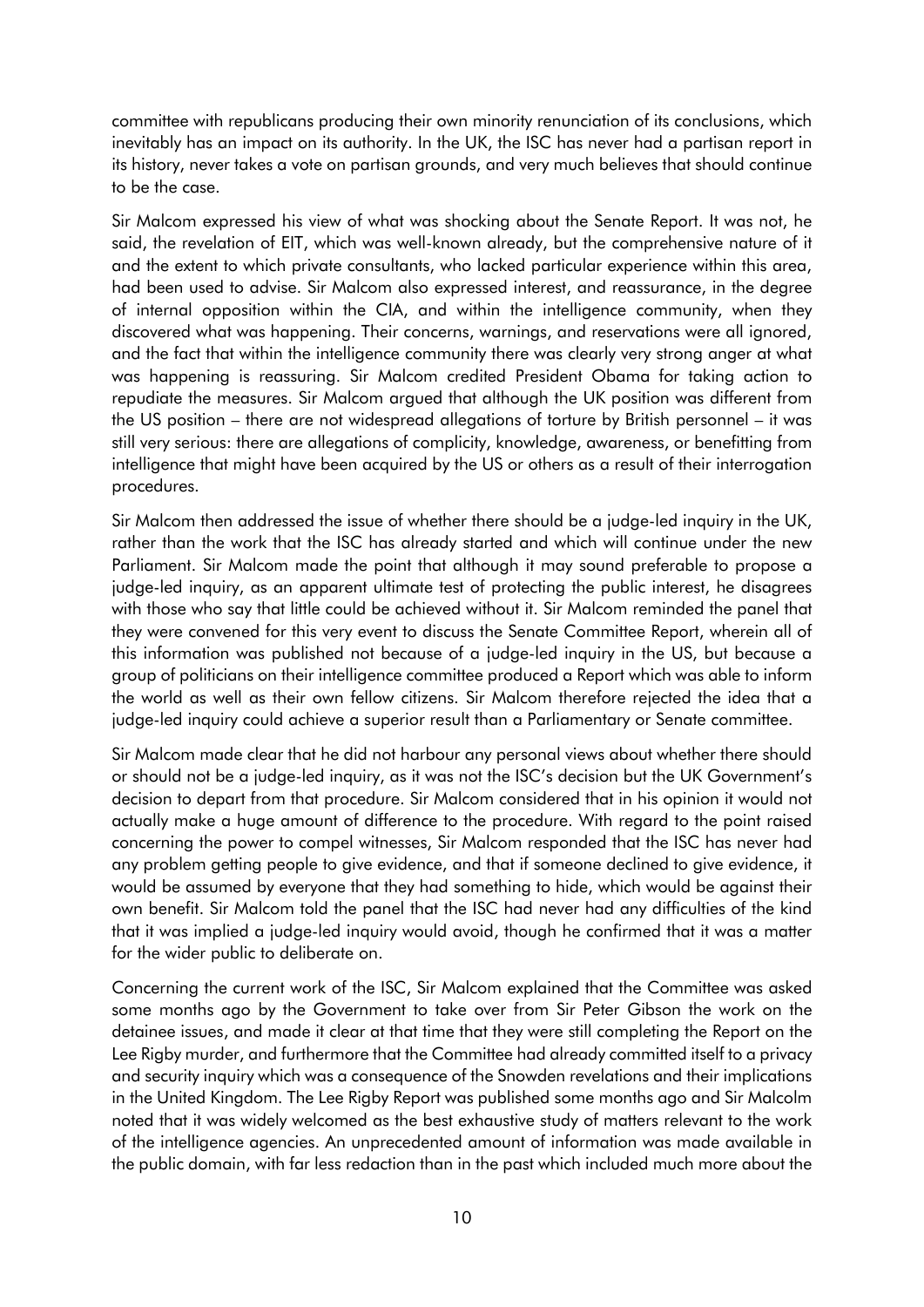committee with republicans producing their own minority renunciation of its conclusions, which inevitably has an impact on its authority. In the UK, the ISC has never had a partisan report in its history, never takes a vote on partisan grounds, and very much believes that should continue to be the case.

Sir Malcom expressed his view of what was shocking about the Senate Report. It was not, he said, the revelation of EIT, which was well-known already, but the comprehensive nature of it and the extent to which private consultants, who lacked particular experience within this area, had been used to advise. Sir Malcom also expressed interest, and reassurance, in the degree of internal opposition within the CIA, and within the intelligence community, when they discovered what was happening. Their concerns, warnings, and reservations were all ignored, and the fact that within the intelligence community there was clearly very strong anger at what was happening is reassuring. Sir Malcom credited President Obama for taking action to repudiate the measures. Sir Malcom argued that although the UK position was different from the US position – there are not widespread allegations of torture by British personnel – it was still very serious: there are allegations of complicity, knowledge, awareness, or benefitting from intelligence that might have been acquired by the US or others as a result of their interrogation procedures.

Sir Malcom then addressed the issue of whether there should be a judge-led inquiry in the UK, rather than the work that the ISC has already started and which will continue under the new Parliament. Sir Malcom made the point that although it may sound preferable to propose a judge-led inquiry, as an apparent ultimate test of protecting the public interest, he disagrees with those who say that little could be achieved without it. Sir Malcom reminded the panel that they were convened for this very event to discuss the Senate Committee Report, wherein all of this information was published not because of a judge-led inquiry in the US, but because a group of politicians on their intelligence committee produced a Report which was able to inform the world as well as their own fellow citizens. Sir Malcom therefore rejected the idea that a judge-led inquiry could achieve a superior result than a Parliamentary or Senate committee.

Sir Malcom made clear that he did not harbour any personal views about whether there should or should not be a judge-led inquiry, as it was not the ISC's decision but the UK Government's decision to depart from that procedure. Sir Malcom considered that in his opinion it would not actually make a huge amount of difference to the procedure. With regard to the point raised concerning the power to compel witnesses, Sir Malcom responded that the ISC has never had any problem getting people to give evidence, and that if someone declined to give evidence, it would be assumed by everyone that they had something to hide, which would be against their own benefit. Sir Malcom told the panel that the ISC had never had any difficulties of the kind that it was implied a judge-led inquiry would avoid, though he confirmed that it was a matter for the wider public to deliberate on.

Concerning the current work of the ISC, Sir Malcom explained that the Committee was asked some months ago by the Government to take over from Sir Peter Gibson the work on the detainee issues, and made it clear at that time that they were still completing the Report on the Lee Rigby murder, and furthermore that the Committee had already committed itself to a privacy and security inquiry which was a consequence of the Snowden revelations and their implications in the United Kingdom. The Lee Rigby Report was published some months ago and Sir Malcolm noted that it was widely welcomed as the best exhaustive study of matters relevant to the work of the intelligence agencies. An unprecedented amount of information was made available in the public domain, with far less redaction than in the past which included much more about the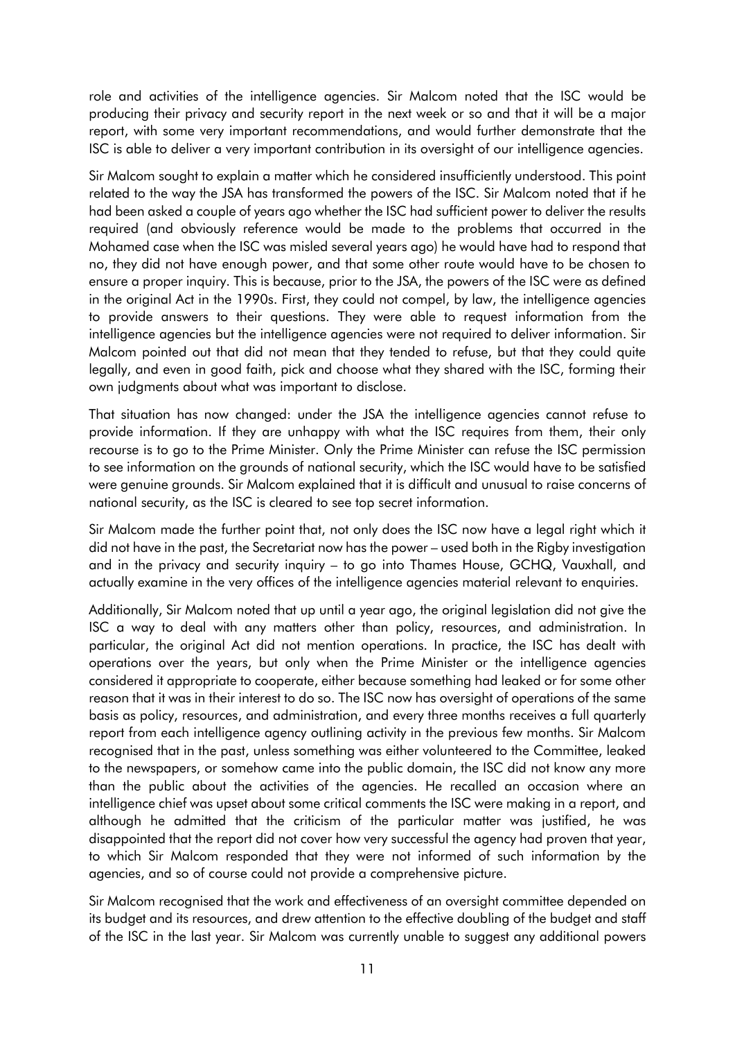role and activities of the intelligence agencies. Sir Malcom noted that the ISC would be producing their privacy and security report in the next week or so and that it will be a major report, with some very important recommendations, and would further demonstrate that the ISC is able to deliver a very important contribution in its oversight of our intelligence agencies.

Sir Malcom sought to explain a matter which he considered insufficiently understood. This point related to the way the JSA has transformed the powers of the ISC. Sir Malcom noted that if he had been asked a couple of years ago whether the ISC had sufficient power to deliver the results required (and obviously reference would be made to the problems that occurred in the Mohamed case when the ISC was misled several years ago) he would have had to respond that no, they did not have enough power, and that some other route would have to be chosen to ensure a proper inquiry. This is because, prior to the JSA, the powers of the ISC were as defined in the original Act in the 1990s. First, they could not compel, by law, the intelligence agencies to provide answers to their questions. They were able to request information from the intelligence agencies but the intelligence agencies were not required to deliver information. Sir Malcom pointed out that did not mean that they tended to refuse, but that they could quite legally, and even in good faith, pick and choose what they shared with the ISC, forming their own judgments about what was important to disclose.

That situation has now changed: under the JSA the intelligence agencies cannot refuse to provide information. If they are unhappy with what the ISC requires from them, their only recourse is to go to the Prime Minister. Only the Prime Minister can refuse the ISC permission to see information on the grounds of national security, which the ISC would have to be satisfied were genuine grounds. Sir Malcom explained that it is difficult and unusual to raise concerns of national security, as the ISC is cleared to see top secret information.

Sir Malcom made the further point that, not only does the ISC now have a legal right which it did not have in the past, the Secretariat now has the power – used both in the Rigby investigation and in the privacy and security inquiry – to go into Thames House, GCHQ, Vauxhall, and actually examine in the very offices of the intelligence agencies material relevant to enquiries.

Additionally, Sir Malcom noted that up until a year ago, the original legislation did not give the ISC a way to deal with any matters other than policy, resources, and administration. In particular, the original Act did not mention operations. In practice, the ISC has dealt with operations over the years, but only when the Prime Minister or the intelligence agencies considered it appropriate to cooperate, either because something had leaked or for some other reason that it was in their interest to do so. The ISC now has oversight of operations of the same basis as policy, resources, and administration, and every three months receives a full quarterly report from each intelligence agency outlining activity in the previous few months. Sir Malcom recognised that in the past, unless something was either volunteered to the Committee, leaked to the newspapers, or somehow came into the public domain, the ISC did not know any more than the public about the activities of the agencies. He recalled an occasion where an intelligence chief was upset about some critical comments the ISC were making in a report, and although he admitted that the criticism of the particular matter was justified, he was disappointed that the report did not cover how very successful the agency had proven that year, to which Sir Malcom responded that they were not informed of such information by the agencies, and so of course could not provide a comprehensive picture.

Sir Malcom recognised that the work and effectiveness of an oversight committee depended on its budget and its resources, and drew attention to the effective doubling of the budget and staff of the ISC in the last year. Sir Malcom was currently unable to suggest any additional powers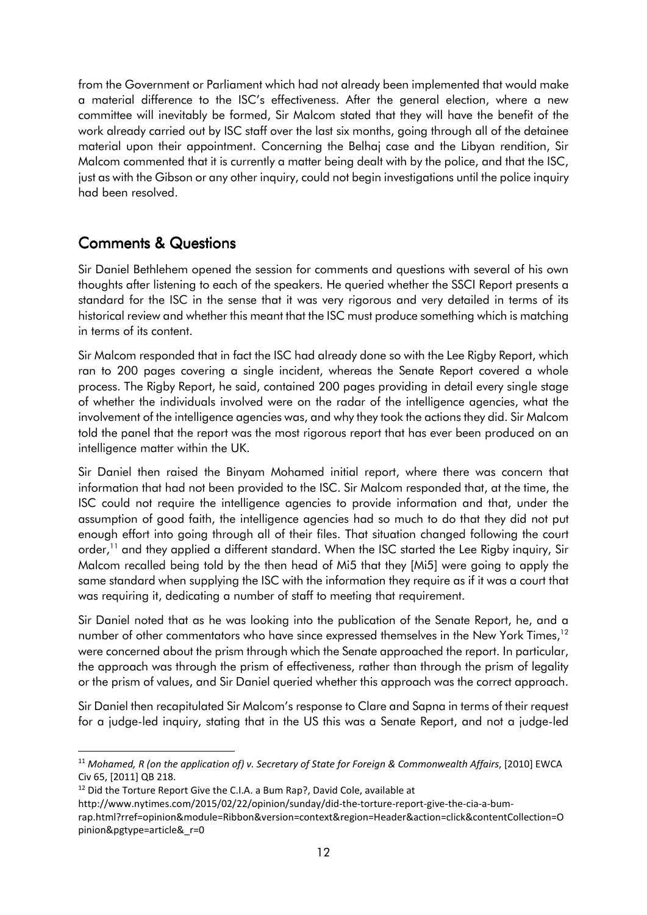from the Government or Parliament which had not already been implemented that would make a material difference to the ISC's effectiveness. After the general election, where a new committee will inevitably be formed, Sir Malcom stated that they will have the benefit of the work already carried out by ISC staff over the last six months, going through all of the detainee material upon their appointment. Concerning the Belhaj case and the Libyan rendition, Sir Malcom commented that it is currently a matter being dealt with by the police, and that the ISC, just as with the Gibson or any other inquiry, could not begin investigations until the police inquiry had been resolved.

## Comments & Questions

Sir Daniel Bethlehem opened the session for comments and questions with several of his own thoughts after listening to each of the speakers. He queried whether the SSCI Report presents a standard for the ISC in the sense that it was very rigorous and very detailed in terms of its historical review and whether this meant that the ISC must produce something which is matching in terms of its content.

Sir Malcom responded that in fact the ISC had already done so with the Lee Rigby Report, which ran to 200 pages covering a single incident, whereas the Senate Report covered a whole process. The Rigby Report, he said, contained 200 pages providing in detail every single stage of whether the individuals involved were on the radar of the intelligence agencies, what the involvement of the intelligence agencies was, and why they took the actions they did. Sir Malcom told the panel that the report was the most rigorous report that has ever been produced on an intelligence matter within the UK.

Sir Daniel then raised the Binyam Mohamed initial report, where there was concern that information that had not been provided to the ISC. Sir Malcom responded that, at the time, the ISC could not require the intelligence agencies to provide information and that, under the assumption of good faith, the intelligence agencies had so much to do that they did not put enough effort into going through all of their files. That situation changed following the court order,[11] and they applied a different standard. When the ISC started the Lee Rigby inquiry, Sir Malcom recalled being told by the then head of Mi5 that they [Mi5] were going to apply the same standard when supplying the ISC with the information they require as if it was a court that was requiring it, dedicating a number of staff to meeting that requirement.

Sir Daniel noted that as he was looking into the publication of the Senate Report, he, and a number of other commentators who have since expressed themselves in the New York Times,[12] were concerned about the prism through which the Senate approached the report. In particular, the approach was through the prism of effectiveness, rather than through the prism of legality or the prism of values, and Sir Daniel queried whether this approach was the correct approach.

Sir Daniel then recapitulated Sir Malcom's response to Clare and Sapna in terms of their request for a judge-led inquiry, stating that in the US this was a Senate Report, and not a judge-led

---

[11] *Mohamed, R (on the application of) v. Secretary of State for Foreign & Commonwealth Affairs*, [2010] EWCA Civ 65, [2011] QB 218.

[12] Did the Torture Report Give the C.I.A. a Bum Rap?, David Cole, available at http://www.nytimes.com/2015/02/22/opinion/sunday/did-the-torture-report-give-the-cia-a-bum-rap.html?rref=opinion&module=Ribbon&version=context&region=Header&action=click&contentCollection=Opinion&pgtype=article&_r=0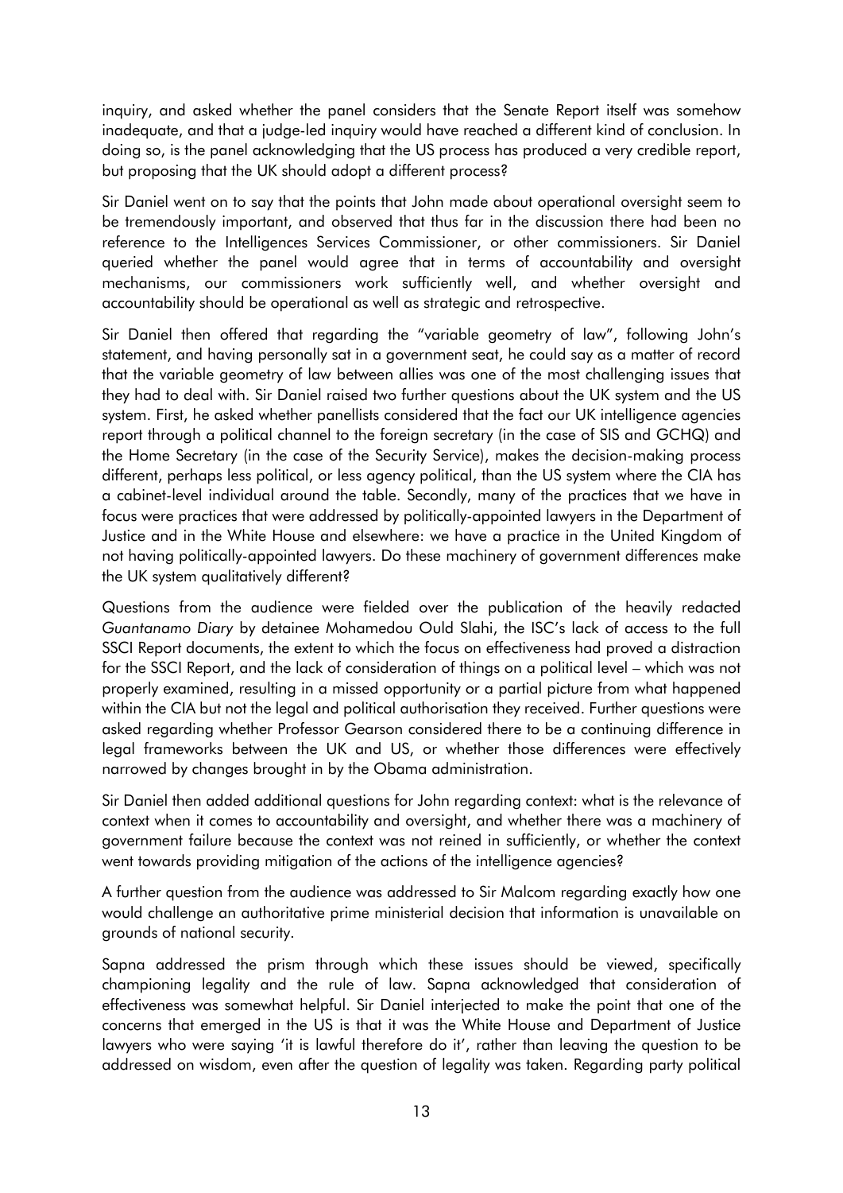inquiry, and asked whether the panel considers that the Senate Report itself was somehow inadequate, and that a judge-led inquiry would have reached a different kind of conclusion. In doing so, is the panel acknowledging that the US process has produced a very credible report, but proposing that the UK should adopt a different process?

Sir Daniel went on to say that the points that John made about operational oversight seem to be tremendously important, and observed that thus far in the discussion there had been no reference to the Intelligences Services Commissioner, or other commissioners. Sir Daniel queried whether the panel would agree that in terms of accountability and oversight mechanisms, our commissioners work sufficiently well, and whether oversight and accountability should be operational as well as strategic and retrospective.

Sir Daniel then offered that regarding the "variable geometry of law", following John's statement, and having personally sat in a government seat, he could say as a matter of record that the variable geometry of law between allies was one of the most challenging issues that they had to deal with. Sir Daniel raised two further questions about the UK system and the US system. First, he asked whether panellists considered that the fact our UK intelligence agencies report through a political channel to the foreign secretary (in the case of SIS and GCHQ) and the Home Secretary (in the case of the Security Service), makes the decision-making process different, perhaps less political, or less agency political, than the US system where the CIA has a cabinet-level individual around the table. Secondly, many of the practices that we have in focus were practices that were addressed by politically-appointed lawyers in the Department of Justice and in the White House and elsewhere: we have a practice in the United Kingdom of not having politically-appointed lawyers. Do these machinery of government differences make the UK system qualitatively different?

Questions from the audience were fielded over the publication of the heavily redacted *Guantanamo Diary* by detainee Mohamedou Ould Slahi, the ISC's lack of access to the full SSCI Report documents, the extent to which the focus on effectiveness had proved a distraction for the SSCI Report, and the lack of consideration of things on a political level – which was not properly examined, resulting in a missed opportunity or a partial picture from what happened within the CIA but not the legal and political authorisation they received. Further questions were asked regarding whether Professor Gearson considered there to be a continuing difference in legal frameworks between the UK and US, or whether those differences were effectively narrowed by changes brought in by the Obama administration.

Sir Daniel then added additional questions for John regarding context: what is the relevance of context when it comes to accountability and oversight, and whether there was a machinery of government failure because the context was not reined in sufficiently, or whether the context went towards providing mitigation of the actions of the intelligence agencies?

A further question from the audience was addressed to Sir Malcom regarding exactly how one would challenge an authoritative prime ministerial decision that information is unavailable on grounds of national security.

Sapna addressed the prism through which these issues should be viewed, specifically championing legality and the rule of law. Sapna acknowledged that consideration of effectiveness was somewhat helpful. Sir Daniel interjected to make the point that one of the concerns that emerged in the US is that it was the White House and Department of Justice lawyers who were saying 'it is lawful therefore do it', rather than leaving the question to be addressed on wisdom, even after the question of legality was taken. Regarding party political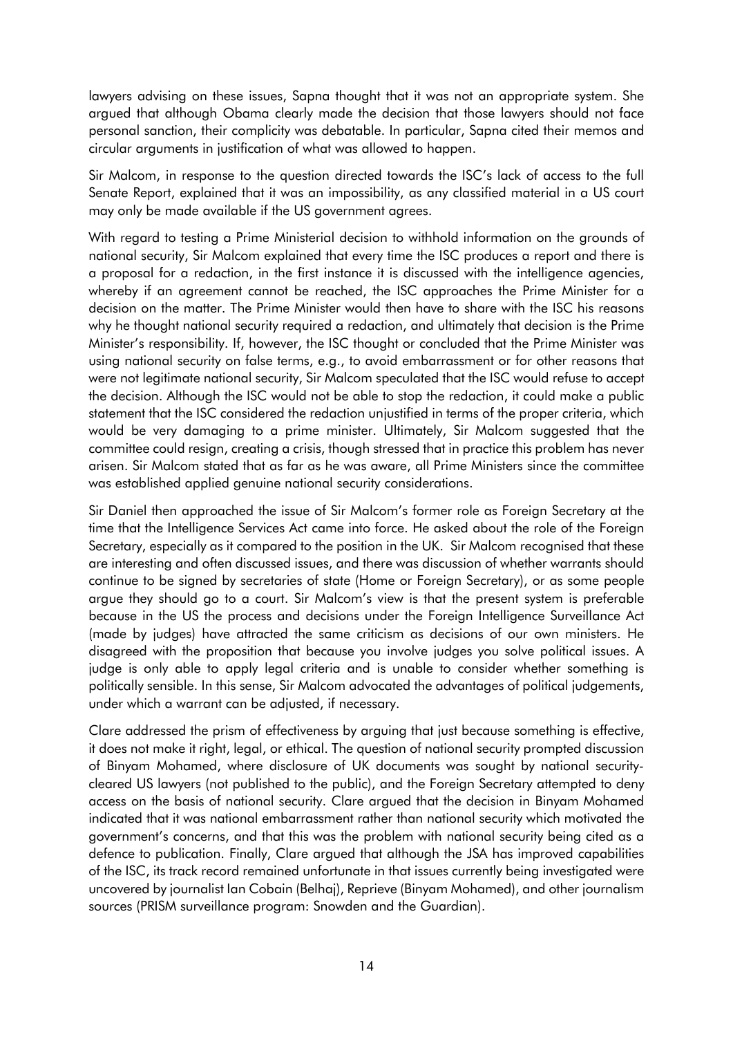lawyers advising on these issues, Sapna thought that it was not an appropriate system. She argued that although Obama clearly made the decision that those lawyers should not face personal sanction, their complicity was debatable. In particular, Sapna cited their memos and circular arguments in justification of what was allowed to happen.

Sir Malcom, in response to the question directed towards the ISC's lack of access to the full Senate Report, explained that it was an impossibility, as any classified material in a US court may only be made available if the US government agrees.

With regard to testing a Prime Ministerial decision to withhold information on the grounds of national security, Sir Malcom explained that every time the ISC produces a report and there is a proposal for a redaction, in the first instance it is discussed with the intelligence agencies, whereby if an agreement cannot be reached, the ISC approaches the Prime Minister for a decision on the matter. The Prime Minister would then have to share with the ISC his reasons why he thought national security required a redaction, and ultimately that decision is the Prime Minister's responsibility. If, however, the ISC thought or concluded that the Prime Minister was using national security on false terms, e.g., to avoid embarrassment or for other reasons that were not legitimate national security, Sir Malcom speculated that the ISC would refuse to accept the decision. Although the ISC would not be able to stop the redaction, it could make a public statement that the ISC considered the redaction unjustified in terms of the proper criteria, which would be very damaging to a prime minister. Ultimately, Sir Malcom suggested that the committee could resign, creating a crisis, though stressed that in practice this problem has never arisen. Sir Malcom stated that as far as he was aware, all Prime Ministers since the committee was established applied genuine national security considerations.

Sir Daniel then approached the issue of Sir Malcom's former role as Foreign Secretary at the time that the Intelligence Services Act came into force. He asked about the role of the Foreign Secretary, especially as it compared to the position in the UK. Sir Malcom recognised that these are interesting and often discussed issues, and there was discussion of whether warrants should continue to be signed by secretaries of state (Home or Foreign Secretary), or as some people argue they should go to a court. Sir Malcom's view is that the present system is preferable because in the US the process and decisions under the Foreign Intelligence Surveillance Act (made by judges) have attracted the same criticism as decisions of our own ministers. He disagreed with the proposition that because you involve judges you solve political issues. A judge is only able to apply legal criteria and is unable to consider whether something is politically sensible. In this sense, Sir Malcom advocated the advantages of political judgements, under which a warrant can be adjusted, if necessary.

Clare addressed the prism of effectiveness by arguing that just because something is effective, it does not make it right, legal, or ethical. The question of national security prompted discussion of Binyam Mohamed, where disclosure of UK documents was sought by national security-cleared US lawyers (not published to the public), and the Foreign Secretary attempted to deny access on the basis of national security. Clare argued that the decision in Binyam Mohamed indicated that it was national embarrassment rather than national security which motivated the government's concerns, and that this was the problem with national security being cited as a defence to publication. Finally, Clare argued that although the JSA has improved capabilities of the ISC, its track record remained unfortunate in that issues currently being investigated were uncovered by journalist Ian Cobain (Belhaj), Reprieve (Binyam Mohamed), and other journalism sources (PRISM surveillance program: Snowden and the Guardian).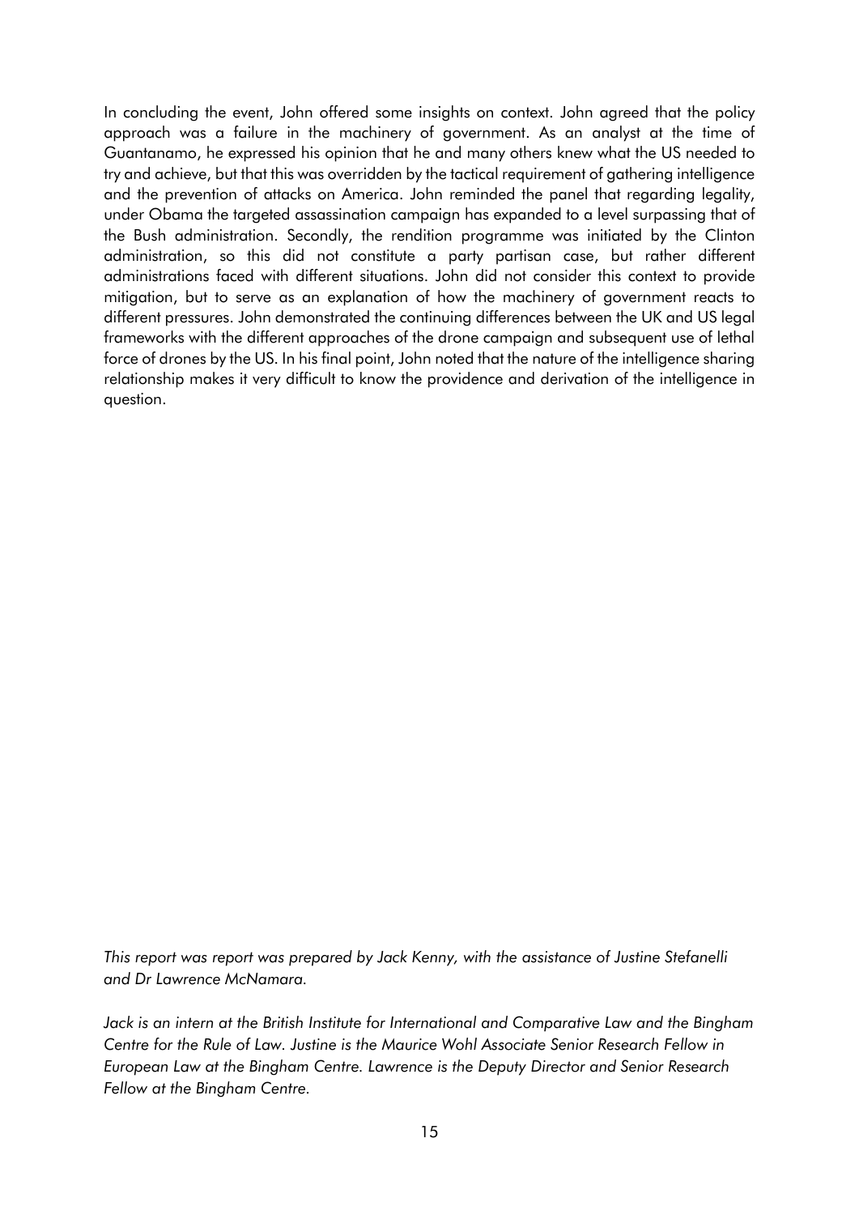In concluding the event, John offered some insights on context. John agreed that the policy approach was a failure in the machinery of government. As an analyst at the time of Guantanamo, he expressed his opinion that he and many others knew what the US needed to try and achieve, but that this was overridden by the tactical requirement of gathering intelligence and the prevention of attacks on America. John reminded the panel that regarding legality, under Obama the targeted assassination campaign has expanded to a level surpassing that of the Bush administration. Secondly, the rendition programme was initiated by the Clinton administration, so this did not constitute a party partisan case, but rather different administrations faced with different situations. John did not consider this context to provide mitigation, but to serve as an explanation of how the machinery of government reacts to different pressures. John demonstrated the continuing differences between the UK and US legal frameworks with the different approaches of the drone campaign and subsequent use of lethal force of drones by the US. In his final point, John noted that the nature of the intelligence sharing relationship makes it very difficult to know the providence and derivation of the intelligence in question.

*This report was report was prepared by Jack Kenny, with the assistance of Justine Stefanelli and Dr Lawrence McNamara.*

*Jack is an intern at the British Institute for International and Comparative Law and the Bingham Centre for the Rule of Law. Justine is the Maurice Wohl Associate Senior Research Fellow in European Law at the Bingham Centre. Lawrence is the Deputy Director and Senior Research Fellow at the Bingham Centre.*